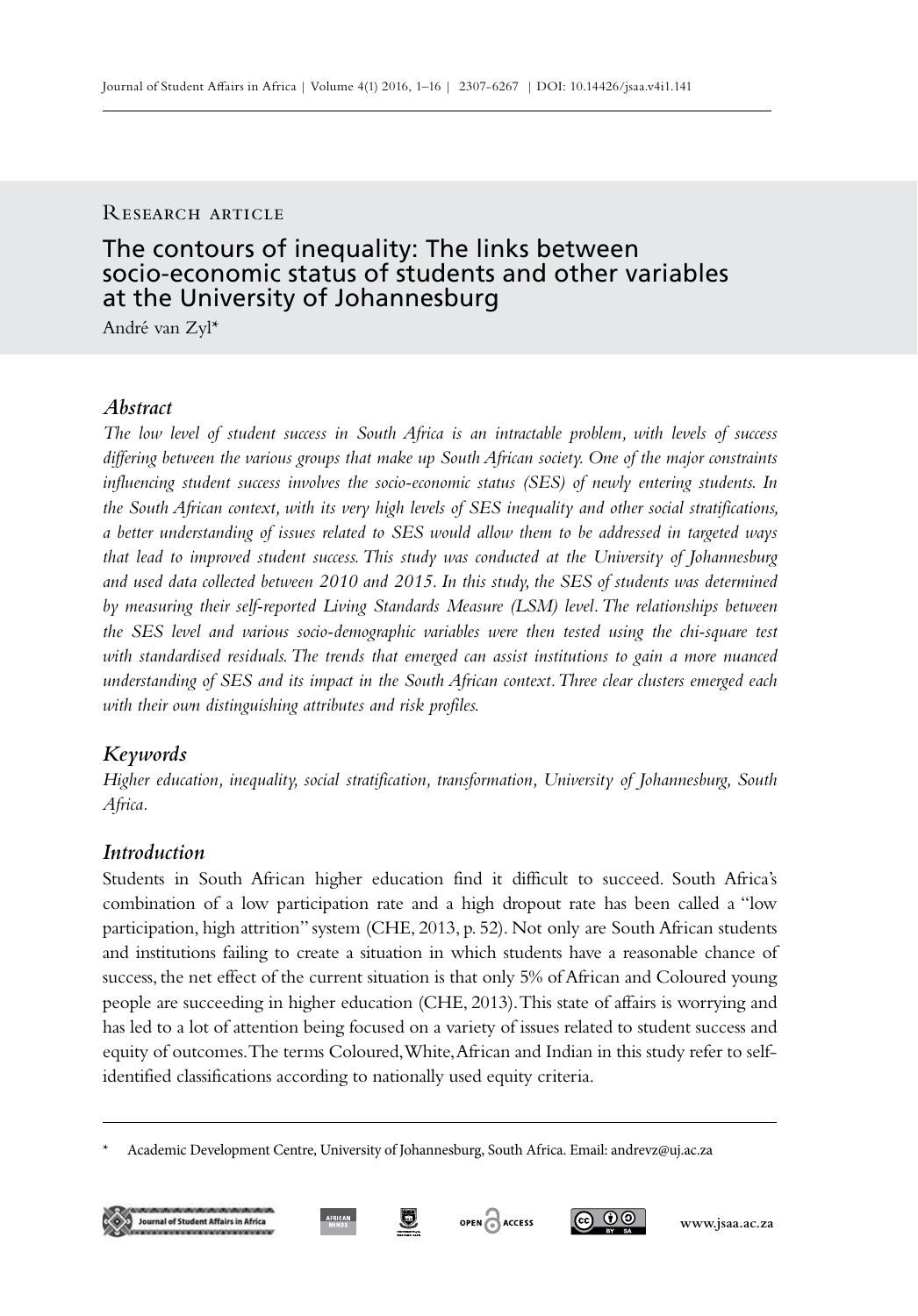Research article

# The contours of inequality: The links between socio-economic status of students and other variables at the University of Johannesburg

André van Zyl*

## Abstract

*The low level of student success in South Africa is an intractable problem, with levels of success differing between the various groups that make up South African society. One of the major constraints influencing student success involves the socio-economic status (SES) of newly entering students. In the South African context, with its very high levels of SES inequality and other social stratifications, a better understanding of issues related to SES would allow them to be addressed in targeted ways that lead to improved student success. This study was conducted at the University of Johannesburg and used data collected between 2010 and 2015. In this study, the SES of students was determined by measuring their self-reported Living Standards Measure (LSM) level. The relationships between the SES level and various socio-demographic variables were then tested using the chi-square test with standardised residuals. The trends that emerged can assist institutions to gain a more nuanced understanding of SES and its impact in the South African context. Three clear clusters emerged each with their own distinguishing attributes and risk profiles.*

## Keywords

*Higher education, inequality, social stratification, transformation, University of Johannesburg, South Africa.*

## Introduction

Students in South African higher education find it difficult to succeed. South Africa's combination of a low participation rate and a high dropout rate has been called a "low participation, high attrition" system (CHE, 2013, p. 52). Not only are South African students and institutions failing to create a situation in which students have a reasonable chance of success, the net effect of the current situation is that only 5% of African and Coloured young people are succeeding in higher education (CHE, 2013). This state of affairs is worrying and has led to a lot of attention being focused on a variety of issues related to student success and equity of outcomes. The terms Coloured, White, African and Indian in this study refer to self-identified classifications according to nationally used equity criteria.

\* Academic Development Centre, University of Johannesburg, South Africa. Email: andrevz@uj.ac.za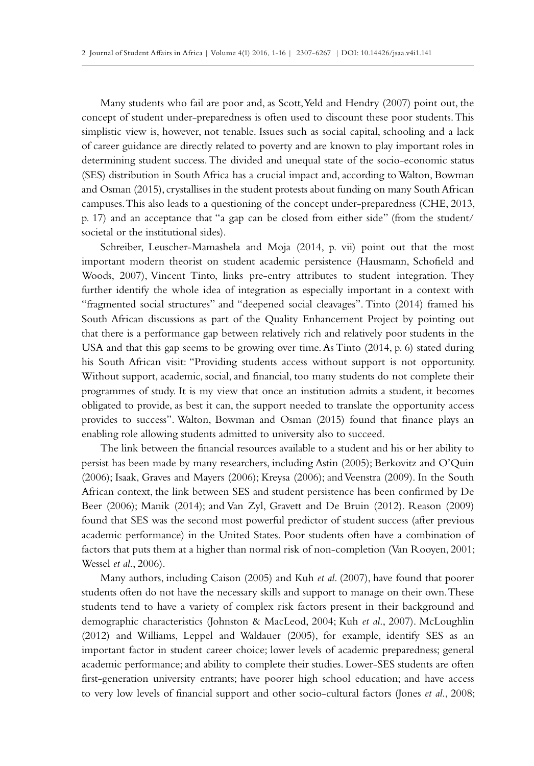Many students who fail are poor and, as Scott, Yeld and Hendry (2007) point out, the concept of student under-preparedness is often used to discount these poor students. This simplistic view is, however, not tenable. Issues such as social capital, schooling and a lack of career guidance are directly related to poverty and are known to play important roles in determining student success. The divided and unequal state of the socio-economic status (SES) distribution in South Africa has a crucial impact and, according to Walton, Bowman and Osman (2015), crystallises in the student protests about funding on many South African campuses. This also leads to a questioning of the concept under-preparedness (CHE, 2013, p. 17) and an acceptance that "a gap can be closed from either side" (from the student/societal or the institutional sides).

Schreiber, Leuscher-Mamashela and Moja (2014, p. vii) point out that the most important modern theorist on student academic persistence (Hausmann, Schofield and Woods, 2007), Vincent Tinto, links pre-entry attributes to student integration. They further identify the whole idea of integration as especially important in a context with "fragmented social structures" and "deepened social cleavages". Tinto (2014) framed his South African discussions as part of the Quality Enhancement Project by pointing out that there is a performance gap between relatively rich and relatively poor students in the USA and that this gap seems to be growing over time. As Tinto (2014, p. 6) stated during his South African visit: "Providing students access without support is not opportunity. Without support, academic, social, and financial, too many students do not complete their programmes of study. It is my view that once an institution admits a student, it becomes obligated to provide, as best it can, the support needed to translate the opportunity access provides to success". Walton, Bowman and Osman (2015) found that finance plays an enabling role allowing students admitted to university also to succeed.

The link between the financial resources available to a student and his or her ability to persist has been made by many researchers, including Astin (2005); Berkovitz and O'Quin (2006); Isaak, Graves and Mayers (2006); Kreysa (2006); and Veenstra (2009). In the South African context, the link between SES and student persistence has been confirmed by De Beer (2006); Manik (2014); and Van Zyl, Gravett and De Bruin (2012). Reason (2009) found that SES was the second most powerful predictor of student success (after previous academic performance) in the United States. Poor students often have a combination of factors that puts them at a higher than normal risk of non-completion (Van Rooyen, 2001; Wessel *et al.*, 2006).

Many authors, including Caison (2005) and Kuh *et al.* (2007), have found that poorer students often do not have the necessary skills and support to manage on their own. These students tend to have a variety of complex risk factors present in their background and demographic characteristics (Johnston & MacLeod, 2004; Kuh *et al.*, 2007). McLoughlin (2012) and Williams, Leppel and Waldauer (2005), for example, identify SES as an important factor in student career choice; lower levels of academic preparedness; general academic performance; and ability to complete their studies. Lower-SES students are often first-generation university entrants; have poorer high school education; and have access to very low levels of financial support and other socio-cultural factors (Jones *et al.*, 2008;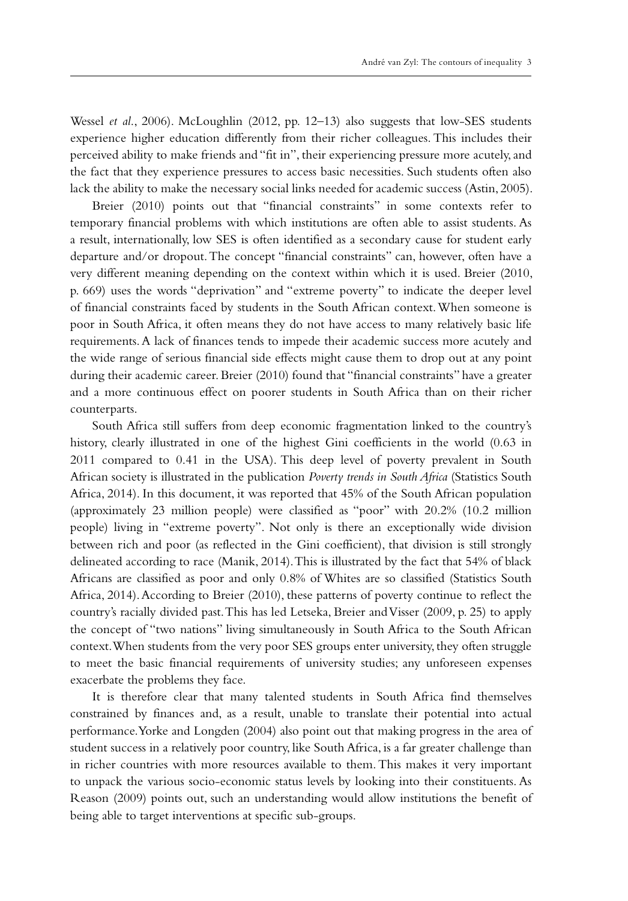Wessel *et al.*, 2006). McLoughlin (2012, pp. 12–13) also suggests that low-SES students experience higher education differently from their richer colleagues. This includes their perceived ability to make friends and "fit in", their experiencing pressure more acutely, and the fact that they experience pressures to access basic necessities. Such students often also lack the ability to make the necessary social links needed for academic success (Astin, 2005).

Breier (2010) points out that "financial constraints" in some contexts refer to temporary financial problems with which institutions are often able to assist students. As a result, internationally, low SES is often identified as a secondary cause for student early departure and/or dropout. The concept "financial constraints" can, however, often have a very different meaning depending on the context within which it is used. Breier (2010, p. 669) uses the words "deprivation" and "extreme poverty" to indicate the deeper level of financial constraints faced by students in the South African context. When someone is poor in South Africa, it often means they do not have access to many relatively basic life requirements. A lack of finances tends to impede their academic success more acutely and the wide range of serious financial side effects might cause them to drop out at any point during their academic career. Breier (2010) found that "financial constraints" have a greater and a more continuous effect on poorer students in South Africa than on their richer counterparts.

South Africa still suffers from deep economic fragmentation linked to the country's history, clearly illustrated in one of the highest Gini coefficients in the world (0.63 in 2011 compared to 0.41 in the USA). This deep level of poverty prevalent in South African society is illustrated in the publication *Poverty trends in South Africa* (Statistics South Africa, 2014). In this document, it was reported that 45% of the South African population (approximately 23 million people) were classified as "poor" with 20.2% (10.2 million people) living in "extreme poverty". Not only is there an exceptionally wide division between rich and poor (as reflected in the Gini coefficient), that division is still strongly delineated according to race (Manik, 2014). This is illustrated by the fact that 54% of black Africans are classified as poor and only 0.8% of Whites are so classified (Statistics South Africa, 2014). According to Breier (2010), these patterns of poverty continue to reflect the country's racially divided past. This has led Letseka, Breier and Visser (2009, p. 25) to apply the concept of "two nations" living simultaneously in South Africa to the South African context. When students from the very poor SES groups enter university, they often struggle to meet the basic financial requirements of university studies; any unforeseen expenses exacerbate the problems they face.

It is therefore clear that many talented students in South Africa find themselves constrained by finances and, as a result, unable to translate their potential into actual performance. Yorke and Longden (2004) also point out that making progress in the area of student success in a relatively poor country, like South Africa, is a far greater challenge than in richer countries with more resources available to them. This makes it very important to unpack the various socio-economic status levels by looking into their constituents. As Reason (2009) points out, such an understanding would allow institutions the benefit of being able to target interventions at specific sub-groups.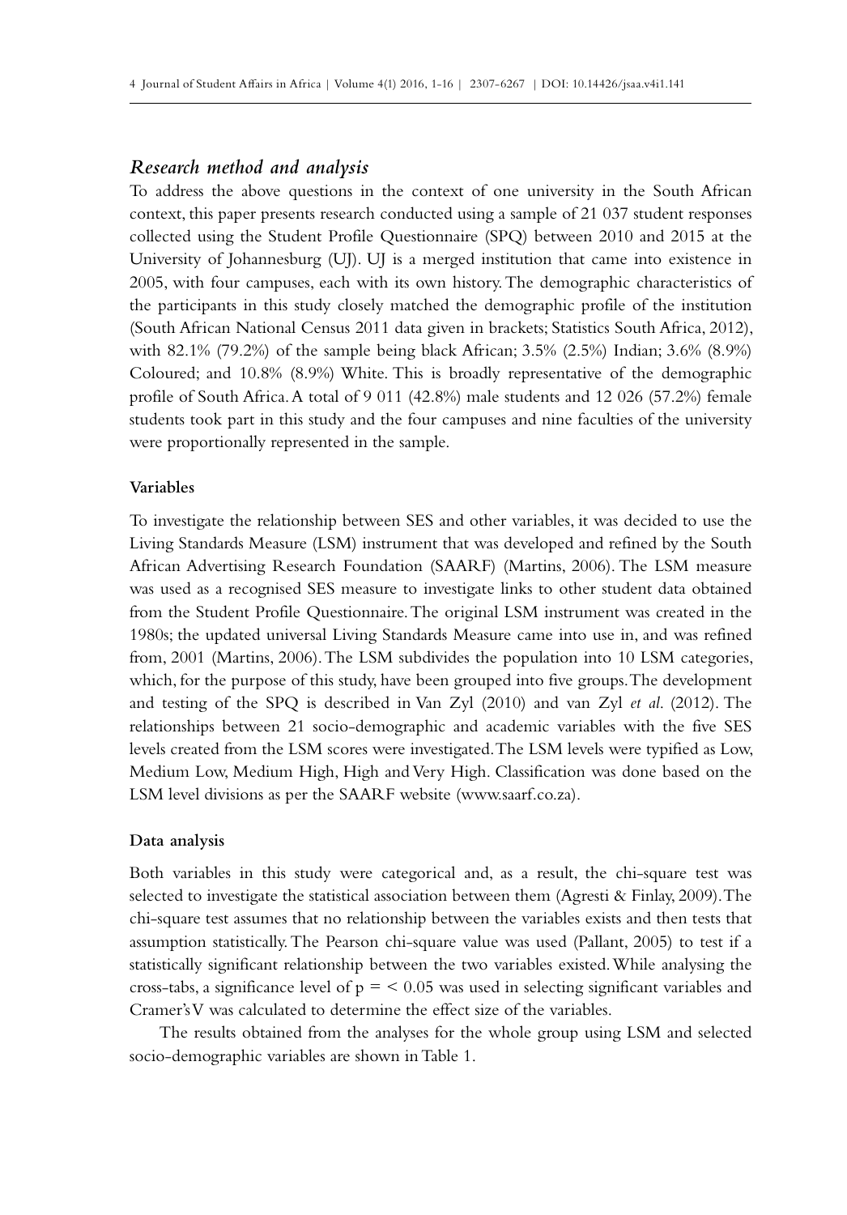## *Research method and analysis*

To address the above questions in the context of one university in the South African context, this paper presents research conducted using a sample of 21 037 student responses collected using the Student Profile Questionnaire (SPQ) between 2010 and 2015 at the University of Johannesburg (UJ). UJ is a merged institution that came into existence in 2005, with four campuses, each with its own history. The demographic characteristics of the participants in this study closely matched the demographic profile of the institution (South African National Census 2011 data given in brackets; Statistics South Africa, 2012), with 82.1% (79.2%) of the sample being black African; 3.5% (2.5%) Indian; 3.6% (8.9%) Coloured; and 10.8% (8.9%) White. This is broadly representative of the demographic profile of South Africa. A total of 9 011 (42.8%) male students and 12 026 (57.2%) female students took part in this study and the four campuses and nine faculties of the university were proportionally represented in the sample.

### Variables

To investigate the relationship between SES and other variables, it was decided to use the Living Standards Measure (LSM) instrument that was developed and refined by the South African Advertising Research Foundation (SAARF) (Martins, 2006). The LSM measure was used as a recognised SES measure to investigate links to other student data obtained from the Student Profile Questionnaire. The original LSM instrument was created in the 1980s; the updated universal Living Standards Measure came into use in, and was refined from, 2001 (Martins, 2006). The LSM subdivides the population into 10 LSM categories, which, for the purpose of this study, have been grouped into five groups. The development and testing of the SPQ is described in Van Zyl (2010) and van Zyl *et al*. (2012). The relationships between 21 socio-demographic and academic variables with the five SES levels created from the LSM scores were investigated. The LSM levels were typified as Low, Medium Low, Medium High, High and Very High. Classification was done based on the LSM level divisions as per the SAARF website (www.saarf.co.za).

### Data analysis

Both variables in this study were categorical and, as a result, the chi-square test was selected to investigate the statistical association between them (Agresti & Finlay, 2009). The chi-square test assumes that no relationship between the variables exists and then tests that assumption statistically. The Pearson chi-square value was used (Pallant, 2005) to test if a statistically significant relationship between the two variables existed. While analysing the cross-tabs, a significance level of $p = < 0.05$ was used in selecting significant variables and Cramer's V was calculated to determine the effect size of the variables.

The results obtained from the analyses for the whole group using LSM and selected socio-demographic variables are shown in Table 1.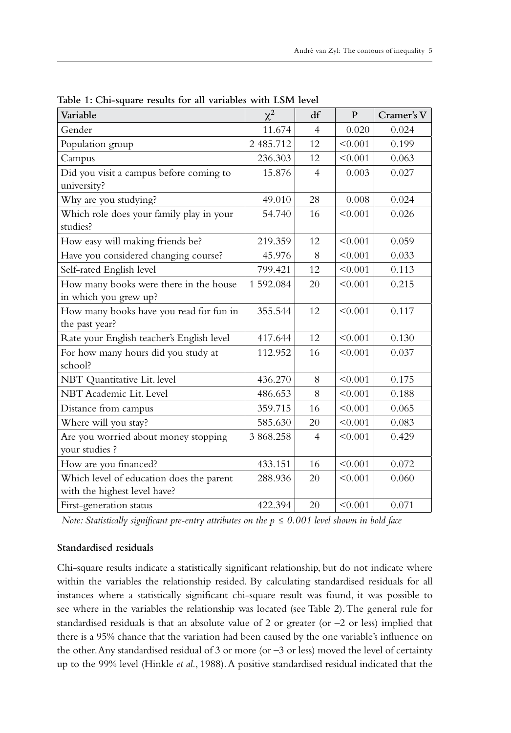**Table 1: Chi-square results for all variables with LSM level**

| Variable | $\chi^2$ | df | P | Cramer's V |
|---|---|---|---|---|
| Gender | 11.674 | 4 | 0.020 | 0.024 |
| Population group | 2 485.712 | 12 | <0.001 | 0.199 |
| Campus | 236.303 | 12 | <0.001 | 0.063 |
| Did you visit a campus before coming to university? | 15.876 | 4 | 0.003 | 0.027 |
| Why are you studying? | 49.010 | 28 | 0.008 | 0.024 |
| Which role does your family play in your studies? | 54.740 | 16 | <0.001 | 0.026 |
| How easy will making friends be? | 219.359 | 12 | <0.001 | 0.059 |
| Have you considered changing course? | 45.976 | 8 | <0.001 | 0.033 |
| Self-rated English level | 799.421 | 12 | <0.001 | 0.113 |
| How many books were there in the house in which you grew up? | 1 592.084 | 20 | <0.001 | 0.215 |
| How many books have you read for fun in the past year? | 355.544 | 12 | <0.001 | 0.117 |
| Rate your English teacher's English level | 417.644 | 12 | <0.001 | 0.130 |
| For how many hours did you study at school? | 112.952 | 16 | <0.001 | 0.037 |
| NBT Quantitative Lit. level | 436.270 | 8 | <0.001 | 0.175 |
| NBT Academic Lit. Level | 486.653 | 8 | <0.001 | 0.188 |
| Distance from campus | 359.715 | 16 | <0.001 | 0.065 |
| Where will you stay? | 585.630 | 20 | <0.001 | 0.083 |
| Are you worried about money stopping your studies ? | 3 868.258 | 4 | <0.001 | 0.429 |
| How are you financed? | 433.151 | 16 | <0.001 | 0.072 |
| Which level of education does the parent with the highest level have? | 288.936 | 20 | <0.001 | 0.060 |
| First-generation status | 422.394 | 20 | <0.001 | 0.071 |

*Note: Statistically significant pre-entry attributes on the $p \leq 0.001$ level shown in bold face*

**Standardised residuals**

Chi-square results indicate a statistically significant relationship, but do not indicate where within the variables the relationship resided. By calculating standardised residuals for all instances where a statistically significant chi-square result was found, it was possible to see where in the variables the relationship was located (see Table 2). The general rule for standardised residuals is that an absolute value of 2 or greater (or –2 or less) implied that there is a 95% chance that the variation had been caused by the one variable's influence on the other. Any standardised residual of 3 or more (or –3 or less) moved the level of certainty up to the 99% level (Hinkle *et al.*, 1988). A positive standardised residual indicated that the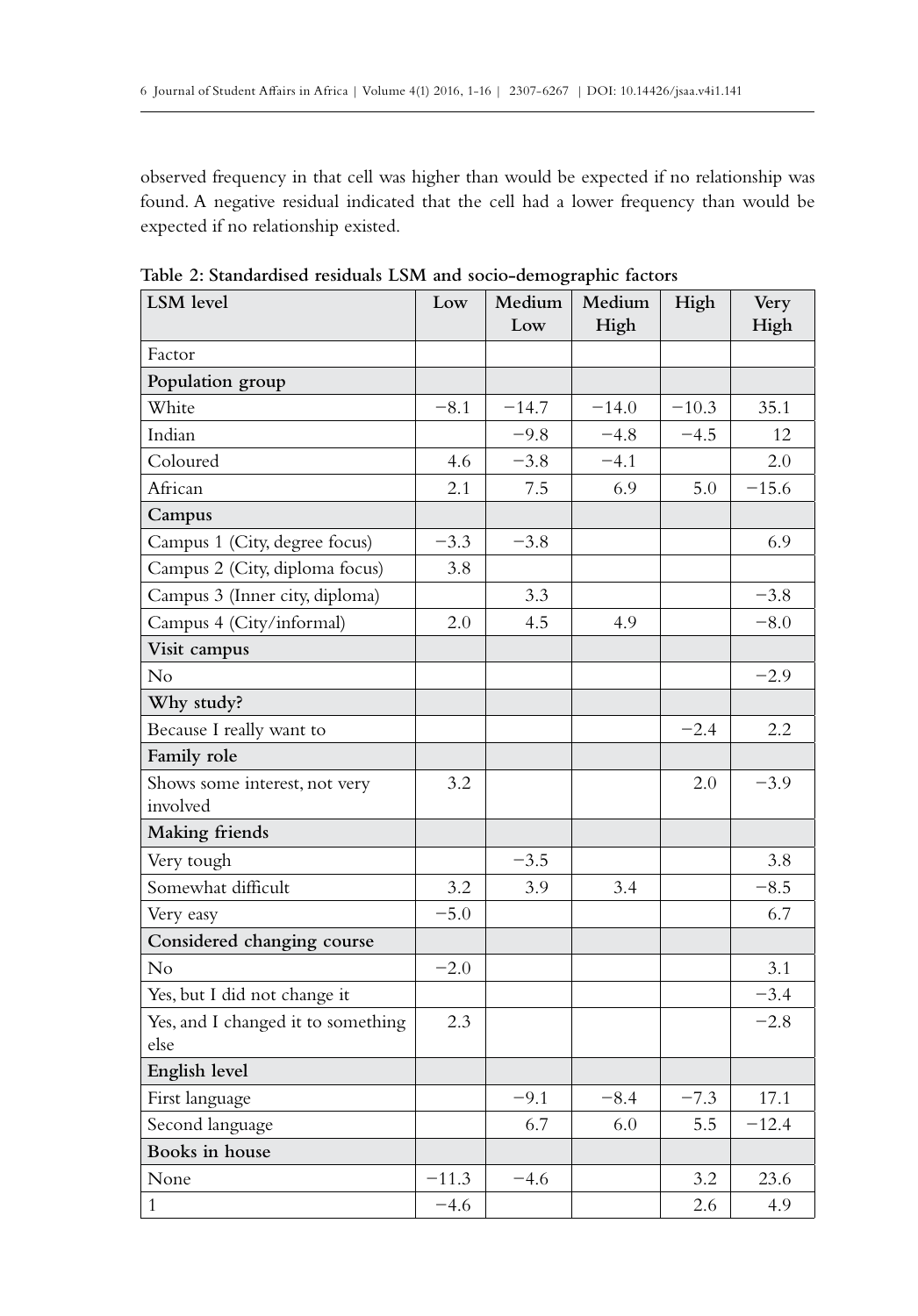observed frequency in that cell was higher than would be expected if no relationship was found. A negative residual indicated that the cell had a lower frequency than would be expected if no relationship existed.

**Table 2: Standardised residuals LSM and socio-demographic factors**

| LSM level | Low | Medium Low | Medium High | High | Very High |
|---|---|---|---|---|---|
| Factor | | | | | |
| **Population group** | | | | | |
| White | −8.1 | −14.7 | −14.0 | −10.3 | 35.1 |
| Indian | | −9.8 | −4.8 | −4.5 | 12 |
| Coloured | 4.6 | −3.8 | −4.1 | | 2.0 |
| African | 2.1 | 7.5 | 6.9 | 5.0 | −15.6 |
| **Campus** | | | | | |
| Campus 1 (City, degree focus) | −3.3 | −3.8 | | | 6.9 |
| Campus 2 (City, diploma focus) | 3.8 | | | | |
| Campus 3 (Inner city, diploma) | | 3.3 | | | −3.8 |
| Campus 4 (City/informal) | 2.0 | 4.5 | 4.9 | | −8.0 |
| **Visit campus** | | | | | |
| No | | | | | −2.9 |
| **Why study?** | | | | | |
| Because I really want to | | | | −2.4 | 2.2 |
| **Family role** | | | | | |
| Shows some interest, not very involved | 3.2 | | | 2.0 | −3.9 |
| **Making friends** | | | | | |
| Very tough | | −3.5 | | | 3.8 |
| Somewhat difficult | 3.2 | 3.9 | 3.4 | | −8.5 |
| Very easy | −5.0 | | | | 6.7 |
| **Considered changing course** | | | | | |
| No | −2.0 | | | | 3.1 |
| Yes, but I did not change it | | | | | −3.4 |
| Yes, and I changed it to something else | 2.3 | | | | −2.8 |
| **English level** | | | | | |
| First language | | −9.1 | −8.4 | −7.3 | 17.1 |
| Second language | | 6.7 | 6.0 | 5.5 | −12.4 |
| **Books in house** | | | | | |
| None | −11.3 | −4.6 | | 3.2 | 23.6 |
| 1 | −4.6 | | | 2.6 | 4.9 |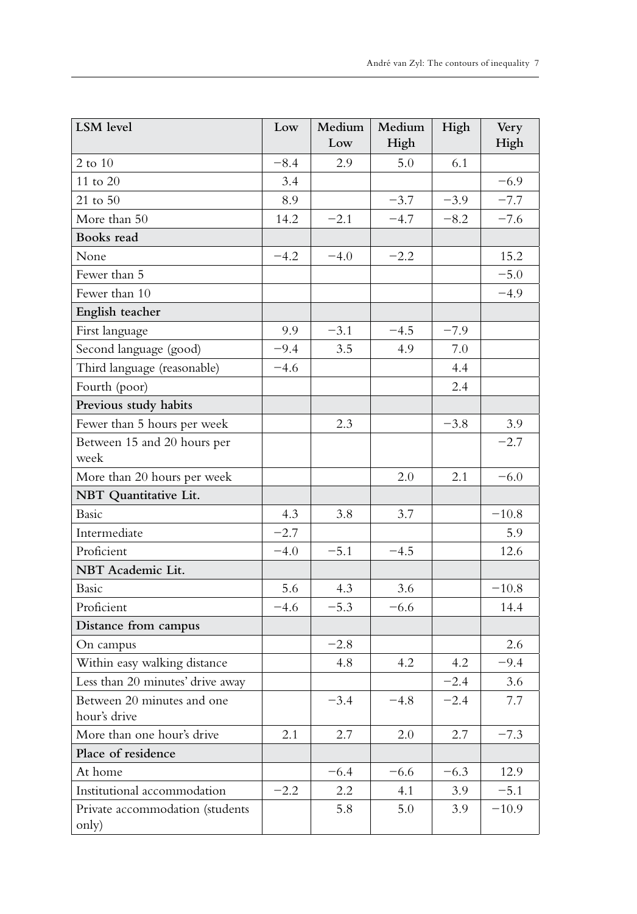| LSM level | Low | Medium Low | Medium High | High | Very High |
|---|---|---|---|---|---|
| 2 to 10 | −8.4 | 2.9 | 5.0 | 6.1 | |
| 11 to 20 | 3.4 | | | | −6.9 |
| 21 to 50 | 8.9 | | −3.7 | −3.9 | −7.7 |
| More than 50 | 14.2 | −2.1 | −4.7 | −8.2 | −7.6 |
| **Books read** | | | | | |
| None | −4.2 | −4.0 | −2.2 | | 15.2 |
| Fewer than 5 | | | | | −5.0 |
| Fewer than 10 | | | | | −4.9 |
| **English teacher** | | | | | |
| First language | 9.9 | −3.1 | −4.5 | −7.9 | |
| Second language (good) | −9.4 | 3.5 | 4.9 | 7.0 | |
| Third language (reasonable) | −4.6 | | | 4.4 | |
| Fourth (poor) | | | | 2.4 | |
| **Previous study habits** | | | | | |
| Fewer than 5 hours per week | | 2.3 | | −3.8 | 3.9 |
| Between 15 and 20 hours per week | | | | | −2.7 |
| More than 20 hours per week | | | 2.0 | 2.1 | −6.0 |
| **NBT Quantitative Lit.** | | | | | |
| Basic | 4.3 | 3.8 | 3.7 | | −10.8 |
| Intermediate | −2.7 | | | | 5.9 |
| Proficient | −4.0 | −5.1 | −4.5 | | 12.6 |
| **NBT Academic Lit.** | | | | | |
| Basic | 5.6 | 4.3 | 3.6 | | −10.8 |
| Proficient | −4.6 | −5.3 | −6.6 | | 14.4 |
| **Distance from campus** | | | | | |
| On campus | | −2.8 | | | 2.6 |
| Within easy walking distance | | 4.8 | 4.2 | 4.2 | −9.4 |
| Less than 20 minutes' drive away | | | | −2.4 | 3.6 |
| Between 20 minutes and one hour's drive | | −3.4 | −4.8 | −2.4 | 7.7 |
| More than one hour's drive | 2.1 | 2.7 | 2.0 | 2.7 | −7.3 |
| **Place of residence** | | | | | |
| At home | | −6.4 | −6.6 | −6.3 | 12.9 |
| Institutional accommodation | −2.2 | 2.2 | 4.1 | 3.9 | −5.1 |
| Private accommodation (students only) | | 5.8 | 5.0 | 3.9 | −10.9 |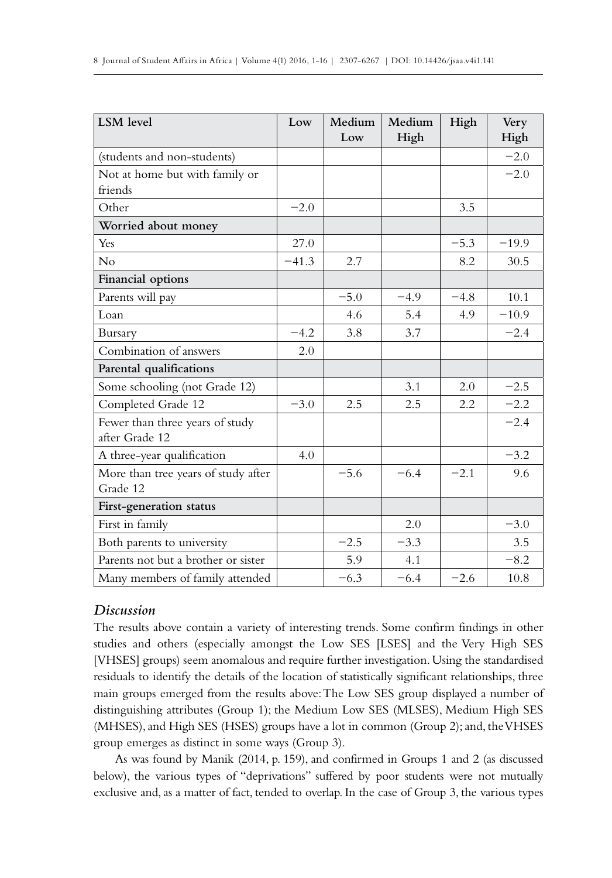| LSM level | Low | Medium Low | Medium High | High | Very High |
|---|---|---|---|---|---|
| (students and non-students) | | | | | −2.0 |
| Not at home but with family or friends | | | | | −2.0 |
| Other | −2.0 | | | 3.5 | |
| **Worried about money** | | | | | |
| Yes | 27.0 | | | −5.3 | −19.9 |
| No | −41.3 | 2.7 | | 8.2 | 30.5 |
| **Financial options** | | | | | |
| Parents will pay | | −5.0 | −4.9 | −4.8 | 10.1 |
| Loan | | 4.6 | 5.4 | 4.9 | −10.9 |
| Bursary | −4.2 | 3.8 | 3.7 | | −2.4 |
| Combination of answers | 2.0 | | | | |
| **Parental qualifications** | | | | | |
| Some schooling (not Grade 12) | | | 3.1 | 2.0 | −2.5 |
| Completed Grade 12 | −3.0 | 2.5 | 2.5 | 2.2 | −2.2 |
| Fewer than three years of study after Grade 12 | | | | | −2.4 |
| A three-year qualification | 4.0 | | | | −3.2 |
| More than tree years of study after Grade 12 | | −5.6 | −6.4 | −2.1 | 9.6 |
| **First-generation status** | | | | | |
| First in family | | | 2.0 | | −3.0 |
| Both parents to university | | −2.5 | −3.3 | | 3.5 |
| Parents not but a brother or sister | | 5.9 | 4.1 | | −8.2 |
| Many members of family attended | | −6.3 | −6.4 | −2.6 | 10.8 |

### *Discussion*

The results above contain a variety of interesting trends. Some confirm findings in other studies and others (especially amongst the Low SES [LSES] and the Very High SES [VHSES] groups) seem anomalous and require further investigation. Using the standardised residuals to identify the details of the location of statistically significant relationships, three main groups emerged from the results above: The Low SES group displayed a number of distinguishing attributes (Group 1); the Medium Low SES (MLSES), Medium High SES (MHSES), and High SES (HSES) groups have a lot in common (Group 2); and, the VHSES group emerges as distinct in some ways (Group 3).

As was found by Manik (2014, p. 159), and confirmed in Groups 1 and 2 (as discussed below), the various types of "deprivations" suffered by poor students were not mutually exclusive and, as a matter of fact, tended to overlap. In the case of Group 3, the various types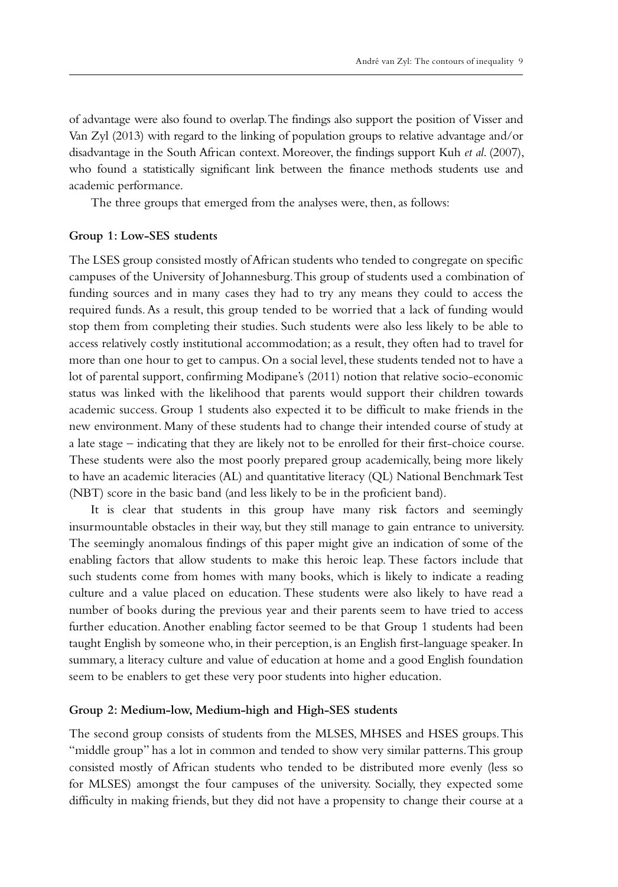of advantage were also found to overlap. The findings also support the position of Visser and Van Zyl (2013) with regard to the linking of population groups to relative advantage and/or disadvantage in the South African context. Moreover, the findings support Kuh *et al*. (2007), who found a statistically significant link between the finance methods students use and academic performance.

The three groups that emerged from the analyses were, then, as follows:

**Group 1: Low-SES students**

The LSES group consisted mostly of African students who tended to congregate on specific campuses of the University of Johannesburg. This group of students used a combination of funding sources and in many cases they had to try any means they could to access the required funds. As a result, this group tended to be worried that a lack of funding would stop them from completing their studies. Such students were also less likely to be able to access relatively costly institutional accommodation; as a result, they often had to travel for more than one hour to get to campus. On a social level, these students tended not to have a lot of parental support, confirming Modipane's (2011) notion that relative socio-economic status was linked with the likelihood that parents would support their children towards academic success. Group 1 students also expected it to be difficult to make friends in the new environment. Many of these students had to change their intended course of study at a late stage – indicating that they are likely not to be enrolled for their first-choice course. These students were also the most poorly prepared group academically, being more likely to have an academic literacies (AL) and quantitative literacy (QL) National Benchmark Test (NBT) score in the basic band (and less likely to be in the proficient band).

It is clear that students in this group have many risk factors and seemingly insurmountable obstacles in their way, but they still manage to gain entrance to university. The seemingly anomalous findings of this paper might give an indication of some of the enabling factors that allow students to make this heroic leap. These factors include that such students come from homes with many books, which is likely to indicate a reading culture and a value placed on education. These students were also likely to have read a number of books during the previous year and their parents seem to have tried to access further education. Another enabling factor seemed to be that Group 1 students had been taught English by someone who, in their perception, is an English first-language speaker. In summary, a literacy culture and value of education at home and a good English foundation seem to be enablers to get these very poor students into higher education.

**Group 2: Medium-low, Medium-high and High-SES students**

The second group consists of students from the MLSES, MHSES and HSES groups. This "middle group" has a lot in common and tended to show very similar patterns. This group consisted mostly of African students who tended to be distributed more evenly (less so for MLSES) amongst the four campuses of the university. Socially, they expected some difficulty in making friends, but they did not have a propensity to change their course at a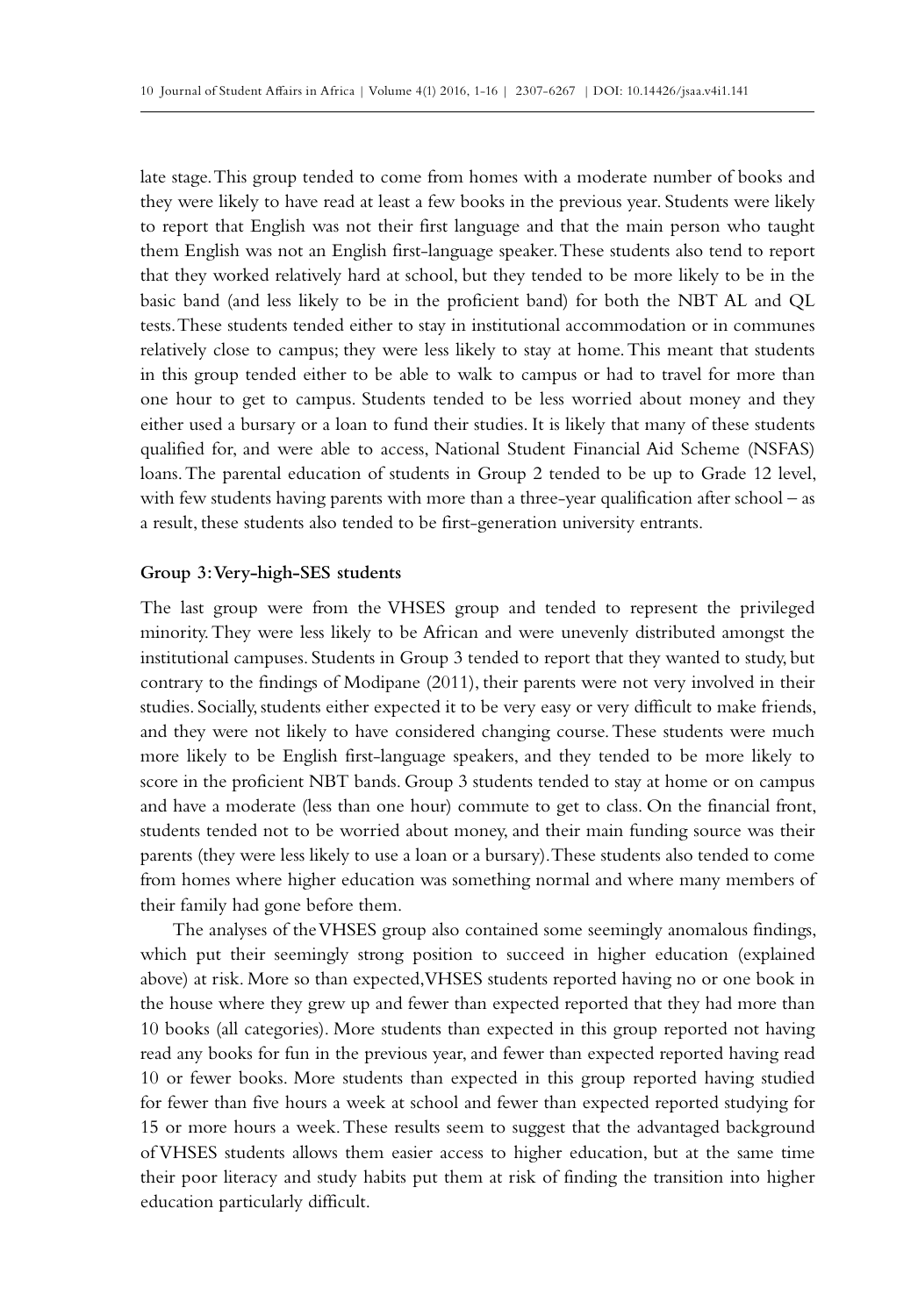late stage. This group tended to come from homes with a moderate number of books and they were likely to have read at least a few books in the previous year. Students were likely to report that English was not their first language and that the main person who taught them English was not an English first-language speaker. These students also tend to report that they worked relatively hard at school, but they tended to be more likely to be in the basic band (and less likely to be in the proficient band) for both the NBT AL and QL tests. These students tended either to stay in institutional accommodation or in communes relatively close to campus; they were less likely to stay at home. This meant that students in this group tended either to be able to walk to campus or had to travel for more than one hour to get to campus. Students tended to be less worried about money and they either used a bursary or a loan to fund their studies. It is likely that many of these students qualified for, and were able to access, National Student Financial Aid Scheme (NSFAS) loans. The parental education of students in Group 2 tended to be up to Grade 12 level, with few students having parents with more than a three-year qualification after school – as a result, these students also tended to be first-generation university entrants.

#### Group 3: Very-high-SES students

The last group were from the VHSES group and tended to represent the privileged minority. They were less likely to be African and were unevenly distributed amongst the institutional campuses. Students in Group 3 tended to report that they wanted to study, but contrary to the findings of Modipane (2011), their parents were not very involved in their studies. Socially, students either expected it to be very easy or very difficult to make friends, and they were not likely to have considered changing course. These students were much more likely to be English first-language speakers, and they tended to be more likely to score in the proficient NBT bands. Group 3 students tended to stay at home or on campus and have a moderate (less than one hour) commute to get to class. On the financial front, students tended not to be worried about money, and their main funding source was their parents (they were less likely to use a loan or a bursary). These students also tended to come from homes where higher education was something normal and where many members of their family had gone before them.

The analyses of the VHSES group also contained some seemingly anomalous findings, which put their seemingly strong position to succeed in higher education (explained above) at risk. More so than expected, VHSES students reported having no or one book in the house where they grew up and fewer than expected reported that they had more than 10 books (all categories). More students than expected in this group reported not having read any books for fun in the previous year, and fewer than expected reported having read 10 or fewer books. More students than expected in this group reported having studied for fewer than five hours a week at school and fewer than expected reported studying for 15 or more hours a week. These results seem to suggest that the advantaged background of VHSES students allows them easier access to higher education, but at the same time their poor literacy and study habits put them at risk of finding the transition into higher education particularly difficult.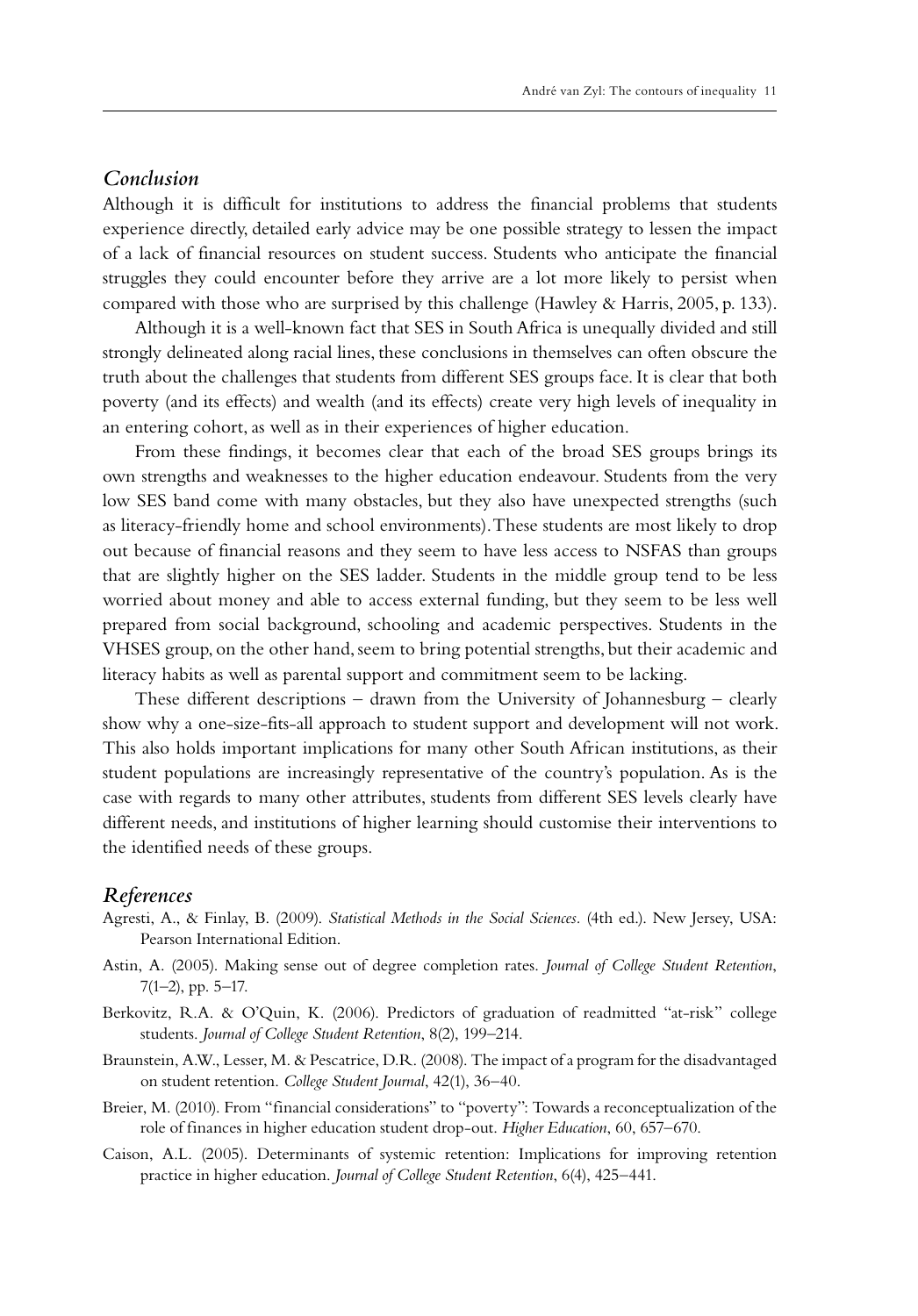## *Conclusion*

Although it is difficult for institutions to address the financial problems that students experience directly, detailed early advice may be one possible strategy to lessen the impact of a lack of financial resources on student success. Students who anticipate the financial struggles they could encounter before they arrive are a lot more likely to persist when compared with those who are surprised by this challenge (Hawley & Harris, 2005, p. 133).

Although it is a well-known fact that SES in South Africa is unequally divided and still strongly delineated along racial lines, these conclusions in themselves can often obscure the truth about the challenges that students from different SES groups face. It is clear that both poverty (and its effects) and wealth (and its effects) create very high levels of inequality in an entering cohort, as well as in their experiences of higher education.

From these findings, it becomes clear that each of the broad SES groups brings its own strengths and weaknesses to the higher education endeavour. Students from the very low SES band come with many obstacles, but they also have unexpected strengths (such as literacy-friendly home and school environments). These students are most likely to drop out because of financial reasons and they seem to have less access to NSFAS than groups that are slightly higher on the SES ladder. Students in the middle group tend to be less worried about money and able to access external funding, but they seem to be less well prepared from social background, schooling and academic perspectives. Students in the VHSES group, on the other hand, seem to bring potential strengths, but their academic and literacy habits as well as parental support and commitment seem to be lacking.

These different descriptions – drawn from the University of Johannesburg – clearly show why a one-size-fits-all approach to student support and development will not work. This also holds important implications for many other South African institutions, as their student populations are increasingly representative of the country's population. As is the case with regards to many other attributes, students from different SES levels clearly have different needs, and institutions of higher learning should customise their interventions to the identified needs of these groups.

## *References*

Agresti, A., & Finlay, B. (2009). *Statistical Methods in the Social Sciences*. (4th ed.). New Jersey, USA: Pearson International Edition.

Astin, A. (2005). Making sense out of degree completion rates. *Journal of College Student Retention*, 7(1–2), pp. 5–17.

Berkovitz, R.A. & O'Quin, K. (2006). Predictors of graduation of readmitted "at-risk" college students. *Journal of College Student Retention*, 8(2), 199–214.

Braunstein, A.W., Lesser, M. & Pescatrice, D.R. (2008). The impact of a program for the disadvantaged on student retention. *College Student Journal*, 42(1), 36–40.

Breier, M. (2010). From "financial considerations" to "poverty": Towards a reconceptualization of the role of finances in higher education student drop-out. *Higher Education*, 60, 657–670.

Caison, A.L. (2005). Determinants of systemic retention: Implications for improving retention practice in higher education. *Journal of College Student Retention*, 6(4), 425–441.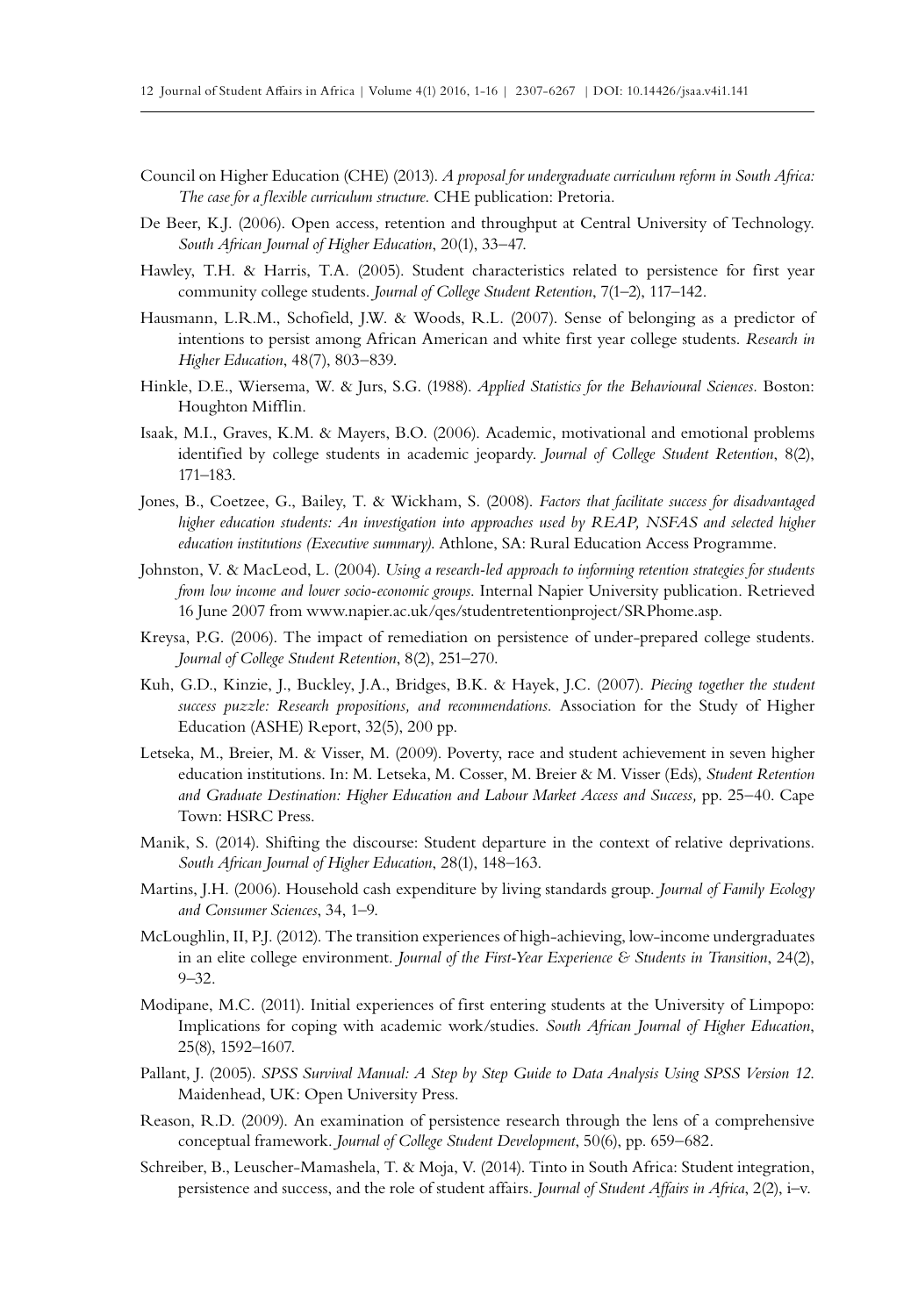Council on Higher Education (CHE) (2013). *A proposal for undergraduate curriculum reform in South Africa: The case for a flexible curriculum structure.* CHE publication: Pretoria.

De Beer, K.J. (2006). Open access, retention and throughput at Central University of Technology. *South African Journal of Higher Education*, 20(1), 33–47.

Hawley, T.H. & Harris, T.A. (2005). Student characteristics related to persistence for first year community college students. *Journal of College Student Retention*, 7(1–2), 117–142.

Hausmann, L.R.M., Schofield, J.W. & Woods, R.L. (2007). Sense of belonging as a predictor of intentions to persist among African American and white first year college students. *Research in Higher Education*, 48(7), 803–839.

Hinkle, D.E., Wiersema, W. & Jurs, S.G. (1988). *Applied Statistics for the Behavioural Sciences.* Boston: Houghton Mifflin.

Isaak, M.I., Graves, K.M. & Mayers, B.O. (2006). Academic, motivational and emotional problems identified by college students in academic jeopardy. *Journal of College Student Retention*, 8(2), 171–183.

Jones, B., Coetzee, G., Bailey, T. & Wickham, S. (2008). *Factors that facilitate success for disadvantaged higher education students: An investigation into approaches used by REAP, NSFAS and selected higher education institutions (Executive summary).* Athlone, SA: Rural Education Access Programme.

Johnston, V. & MacLeod, L. (2004). *Using a research-led approach to informing retention strategies for students from low income and lower socio-economic groups.* Internal Napier University publication. Retrieved 16 June 2007 from www.napier.ac.uk/qes/studentretentionproject/SRPhome.asp.

Kreysa, P.G. (2006). The impact of remediation on persistence of under-prepared college students. *Journal of College Student Retention*, 8(2), 251–270.

Kuh, G.D., Kinzie, J., Buckley, J.A., Bridges, B.K. & Hayek, J.C. (2007). *Piecing together the student success puzzle: Research propositions, and recommendations.* Association for the Study of Higher Education (ASHE) Report, 32(5), 200 pp.

Letseka, M., Breier, M. & Visser, M. (2009). Poverty, race and student achievement in seven higher education institutions. In: M. Letseka, M. Cosser, M. Breier & M. Visser (Eds), *Student Retention and Graduate Destination: Higher Education and Labour Market Access and Success,* pp. 25–40. Cape Town: HSRC Press.

Manik, S. (2014). Shifting the discourse: Student departure in the context of relative deprivations. *South African Journal of Higher Education*, 28(1), 148–163.

Martins, J.H. (2006). Household cash expenditure by living standards group. *Journal of Family Ecology and Consumer Sciences*, 34, 1–9.

McLoughlin, II, P.J. (2012). The transition experiences of high-achieving, low-income undergraduates in an elite college environment. *Journal of the First-Year Experience & Students in Transition*, 24(2), 9–32.

Modipane, M.C. (2011). Initial experiences of first entering students at the University of Limpopo: Implications for coping with academic work/studies. *South African Journal of Higher Education*, 25(8), 1592–1607.

Pallant, J. (2005). *SPSS Survival Manual: A Step by Step Guide to Data Analysis Using SPSS Version 12.* Maidenhead, UK: Open University Press.

Reason, R.D. (2009). An examination of persistence research through the lens of a comprehensive conceptual framework. *Journal of College Student Development*, 50(6), pp. 659–682.

Schreiber, B., Leuscher-Mamashela, T. & Moja, V. (2014). Tinto in South Africa: Student integration, persistence and success, and the role of student affairs. *Journal of Student Affairs in Africa*, 2(2), i–v.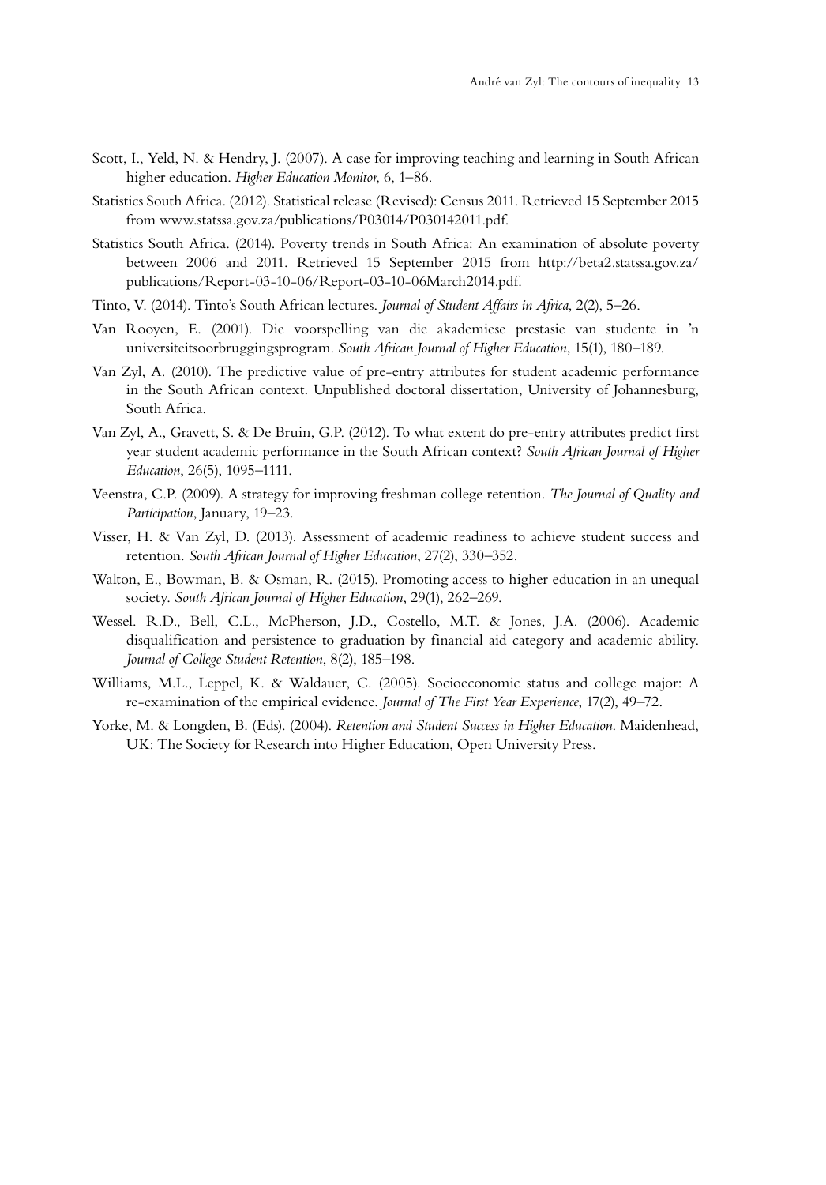Scott, I., Yeld, N. & Hendry, J. (2007). A case for improving teaching and learning in South African higher education. *Higher Education Monitor*, 6, 1–86.

Statistics South Africa. (2012). Statistical release (Revised): Census 2011. Retrieved 15 September 2015 from www.statssa.gov.za/publications/P03014/P030142011.pdf.

Statistics South Africa. (2014). Poverty trends in South Africa: An examination of absolute poverty between 2006 and 2011. Retrieved 15 September 2015 from http://beta2.statssa.gov.za/publications/Report-03-10-06/Report-03-10-06March2014.pdf.

Tinto, V. (2014). Tinto's South African lectures. *Journal of Student Affairs in Africa*, 2(2), 5–26.

Van Rooyen, E. (2001). Die voorspelling van die akademiese prestasie van studente in 'n universiteitsoorbruggingsprogram. *South African Journal of Higher Education*, 15(1), 180–189.

Van Zyl, A. (2010). The predictive value of pre-entry attributes for student academic performance in the South African context. Unpublished doctoral dissertation, University of Johannesburg, South Africa.

Van Zyl, A., Gravett, S. & De Bruin, G.P. (2012). To what extent do pre-entry attributes predict first year student academic performance in the South African context? *South African Journal of Higher Education*, 26(5), 1095–1111.

Veenstra, C.P. (2009). A strategy for improving freshman college retention. *The Journal of Quality and Participation*, January, 19–23.

Visser, H. & Van Zyl, D. (2013). Assessment of academic readiness to achieve student success and retention. *South African Journal of Higher Education*, 27(2), 330–352.

Walton, E., Bowman, B. & Osman, R. (2015). Promoting access to higher education in an unequal society. *South African Journal of Higher Education*, 29(1), 262–269.

Wessel. R.D., Bell, C.L., McPherson, J.D., Costello, M.T. & Jones, J.A. (2006). Academic disqualification and persistence to graduation by financial aid category and academic ability. *Journal of College Student Retention*, 8(2), 185–198.

Williams, M.L., Leppel, K. & Waldauer, C. (2005). Socioeconomic status and college major: A re-examination of the empirical evidence. *Journal of The First Year Experience*, 17(2), 49–72.

Yorke, M. & Longden, B. (Eds). (2004). *Retention and Student Success in Higher Education*. Maidenhead, UK: The Society for Research into Higher Education, Open University Press.